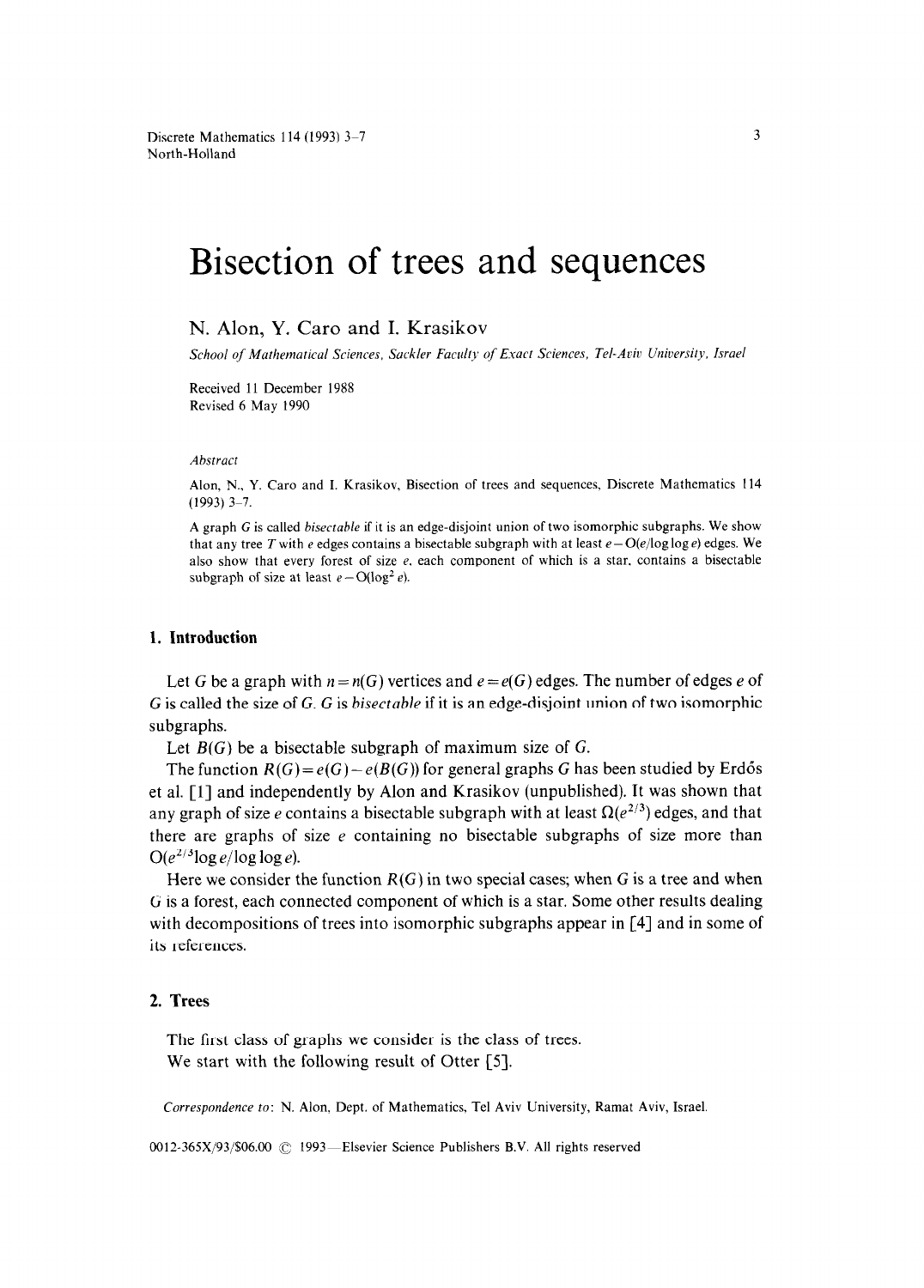# Bisection of trees and sequences

N. Alon, Y. Caro and I. Krasikov

*School of Mathematical Sciences, Sackler Faculty of Exact Sciences, Tel-Aviv University, Israel*

Received 11 December 1988
Revised 6 May 1990

*Abstract*

Alon, N., Y. Caro and I. Krasikov, Bisection of trees and sequences, Discrete Mathematics 114 (1993) 3–7.

A graph $G$ is called *bisectable* if it is an edge-disjoint union of two isomorphic subgraphs. We show that any tree $T$ with $e$ edges contains a bisectable subgraph with at least $e - O(e/\log\log e)$ edges. We also show that every forest of size $e$, each component of which is a star, contains a bisectable subgraph of size at least $e - O(\log^2 e)$.

## 1. Introduction

Let $G$ be a graph with $n = n(G)$ vertices and $e = e(G)$ edges. The number of edges $e$ of $G$ is called the size of $G$. $G$ is *bisectable* if it is an edge-disjoint union of two isomorphic subgraphs.

Let $B(G)$ be a bisectable subgraph of maximum size of $G$.

The function $R(G) = e(G) - e(B(G))$ for general graphs $G$ has been studied by Erdős et al. [1] and independently by Alon and Krasikov (unpublished). It was shown that any graph of size $e$ contains a bisectable subgraph with at least $\Omega(e^{2/3})$ edges, and that there are graphs of size $e$ containing no bisectable subgraphs of size more than $O(e^{2/3}\log e/\log\log e)$.

Here we consider the function $R(G)$ in two special cases; when $G$ is a tree and when $G$ is a forest, each connected component of which is a star. Some other results dealing with decompositions of trees into isomorphic subgraphs appear in [4] and in some of its references.

## 2. Trees

The first class of graphs we consider is the class of trees.

We start with the following result of Otter [5].

*Correspondence to*: N. Alon, Dept. of Mathematics, Tel Aviv University, Ramat Aviv, Israel.

0012-365X/93/$06.00 © 1993—Elsevier Science Publishers B.V. All rights reserved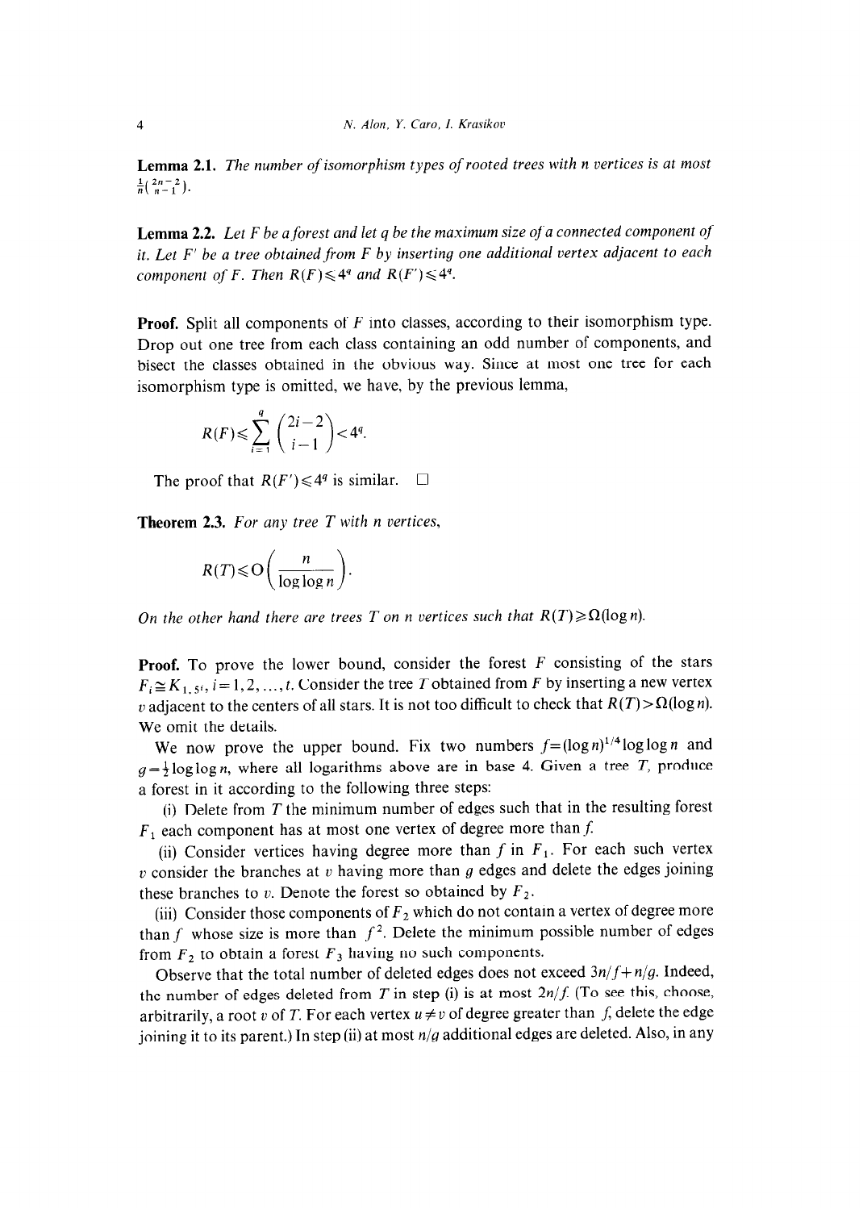**Lemma 2.1.** *The number of isomorphism types of rooted trees with n vertices is at most* $\frac{1}{n}\binom{2n-2}{n-1}$.

**Lemma 2.2.** *Let F be a forest and let q be the maximum size of a connected component of it. Let F′ be a tree obtained from F by inserting one additional vertex adjacent to each component of F. Then* $R(F) \leqslant 4^q$ *and* $R(F') \leqslant 4^q$.

**Proof.** Split all components of $F$ into classes, according to their isomorphism type. Drop out one tree from each class containing an odd number of components, and bisect the classes obtained in the obvious way. Since at most one tree for each isomorphism type is omitted, we have, by the previous lemma,

$$R(F) \leqslant \sum_{i=1}^{q} \binom{2i-2}{i-1} < 4^q.$$

The proof that $R(F') \leqslant 4^q$ is similar. □

**Theorem 2.3.** *For any tree T with n vertices,*

$$R(T) \leqslant O\left(\frac{n}{\log\log n}\right).$$

*On the other hand there are trees T on n vertices such that* $R(T) \geqslant \Omega(\log n)$.

**Proof.** To prove the lower bound, consider the forest $F$ consisting of the stars $F_i \cong K_{1,5^i}$, $i = 1, 2, \ldots, t$. Consider the tree $T$ obtained from $F$ by inserting a new vertex $v$ adjacent to the centers of all stars. It is not too difficult to check that $R(T) > \Omega(\log n)$. We omit the details.

We now prove the upper bound. Fix two numbers $f = (\log n)^{1/4} \log\log n$ and $g = \frac{1}{2}\log\log n$, where all logarithms above are in base 4. Given a tree $T$, produce a forest in it according to the following three steps:

(i) Delete from $T$ the minimum number of edges such that in the resulting forest $F_1$ each component has at most one vertex of degree more than $f$.

(ii) Consider vertices having degree more than $f$ in $F_1$. For each such vertex $v$ consider the branches at $v$ having more than $g$ edges and delete the edges joining these branches to $v$. Denote the forest so obtained by $F_2$.

(iii) Consider those components of $F_2$ which do not contain a vertex of degree more than $f$ whose size is more than $f^2$. Delete the minimum possible number of edges from $F_2$ to obtain a forest $F_3$ having no such components.

Observe that the total number of deleted edges does not exceed $3n/f + n/g$. Indeed, the number of edges deleted from $T$ in step (i) is at most $2n/f$. (To see this, choose, arbitrarily, a root $v$ of $T$. For each vertex $u \neq v$ of degree greater than $f$, delete the edge joining it to its parent.) In step (ii) at most $n/g$ additional edges are deleted. Also, in any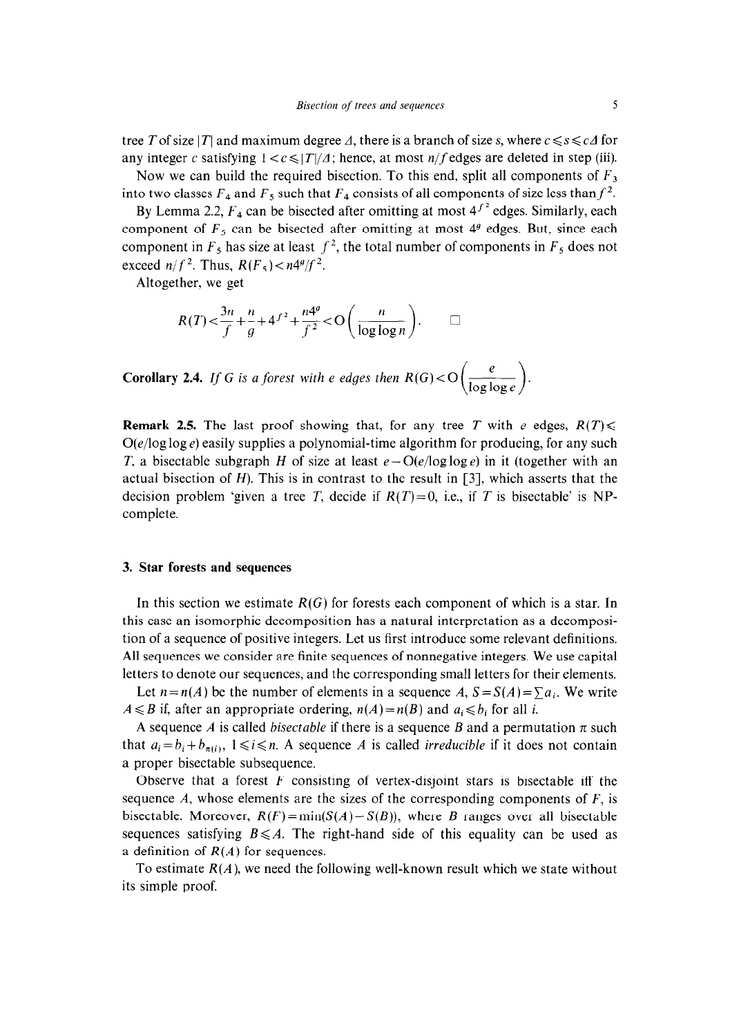tree $T$ of size $|T|$ and maximum degree $\Delta$, there is a branch of size $s$, where $c \leqslant s \leqslant c\Delta$ for any integer $c$ satisfying $1 < c \leqslant |T|/\Delta$; hence, at most $n/f$ edges are deleted in step (iii).

Now we can build the required bisection. To this end, split all components of $F_3$ into two classes $F_4$ and $F_5$ such that $F_4$ consists of all components of size less than $f^2$.

By Lemma 2.2, $F_4$ can be bisected after omitting at most $4^{f^2}$ edges. Similarly, each component of $F_5$ can be bisected after omitting at most $4^g$ edges. But, since each component in $F_5$ has size at least $f^2$, the total number of components in $F_5$ does not exceed $n/f^2$. Thus, $R(F_5) < n4^g/f^2$.

Altogether, we get

$$R(T) < \frac{3n}{f} + \frac{n}{g} + 4^{f^2} + \frac{n4^g}{f^2} < \mathrm{O}\left(\frac{n}{\log\log n}\right). \qquad \square$$

**Corollary 2.4.** *If $G$ is a forest with $e$ edges then* $R(G) < \mathrm{O}\left(\dfrac{e}{\log\log e}\right)$.

**Remark 2.5.** The last proof showing that, for any tree $T$ with $e$ edges, $R(T) \leqslant \mathrm{O}(e/\log\log e)$ easily supplies a polynomial-time algorithm for producing, for any such $T$, a bisectable subgraph $H$ of size at least $e - \mathrm{O}(e/\log\log e)$ in it (together with an actual bisection of $H$). This is in contrast to the result in [3], which asserts that the decision problem 'given a tree $T$, decide if $R(T)=0$, i.e., if $T$ is bisectable' is NP-complete.

## 3. Star forests and sequences

In this section we estimate $R(G)$ for forests each component of which is a star. In this case an isomorphic decomposition has a natural interpretation as a decomposition of a sequence of positive integers. Let us first introduce some relevant definitions. All sequences we consider are finite sequences of nonnegative integers. We use capital letters to denote our sequences, and the corresponding small letters for their elements.

Let $n = n(A)$ be the number of elements in a sequence $A$, $S = S(A) = \sum a_i$. We write $A \leqslant B$ if, after an appropriate ordering, $n(A) = n(B)$ and $a_i \leqslant b_i$ for all $i$.

A sequence $A$ is called *bisectable* if there is a sequence $B$ and a permutation $\pi$ such that $a_i = b_i + b_{\pi(i)}$, $1 \leqslant i \leqslant n$. A sequence $A$ is called *irreducible* if it does not contain a proper bisectable subsequence.

Observe that a forest $F$ consisting of vertex-disjoint stars is bisectable iff the sequence $A$, whose elements are the sizes of the corresponding components of $F$, is bisectable. Moreover, $R(F) = \min(S(A) - S(B))$, where $B$ ranges over all bisectable sequences satisfying $B \leqslant A$. The right-hand side of this equality can be used as a definition of $R(A)$ for sequences.

To estimate $R(A)$, we need the following well-known result which we state without its simple proof.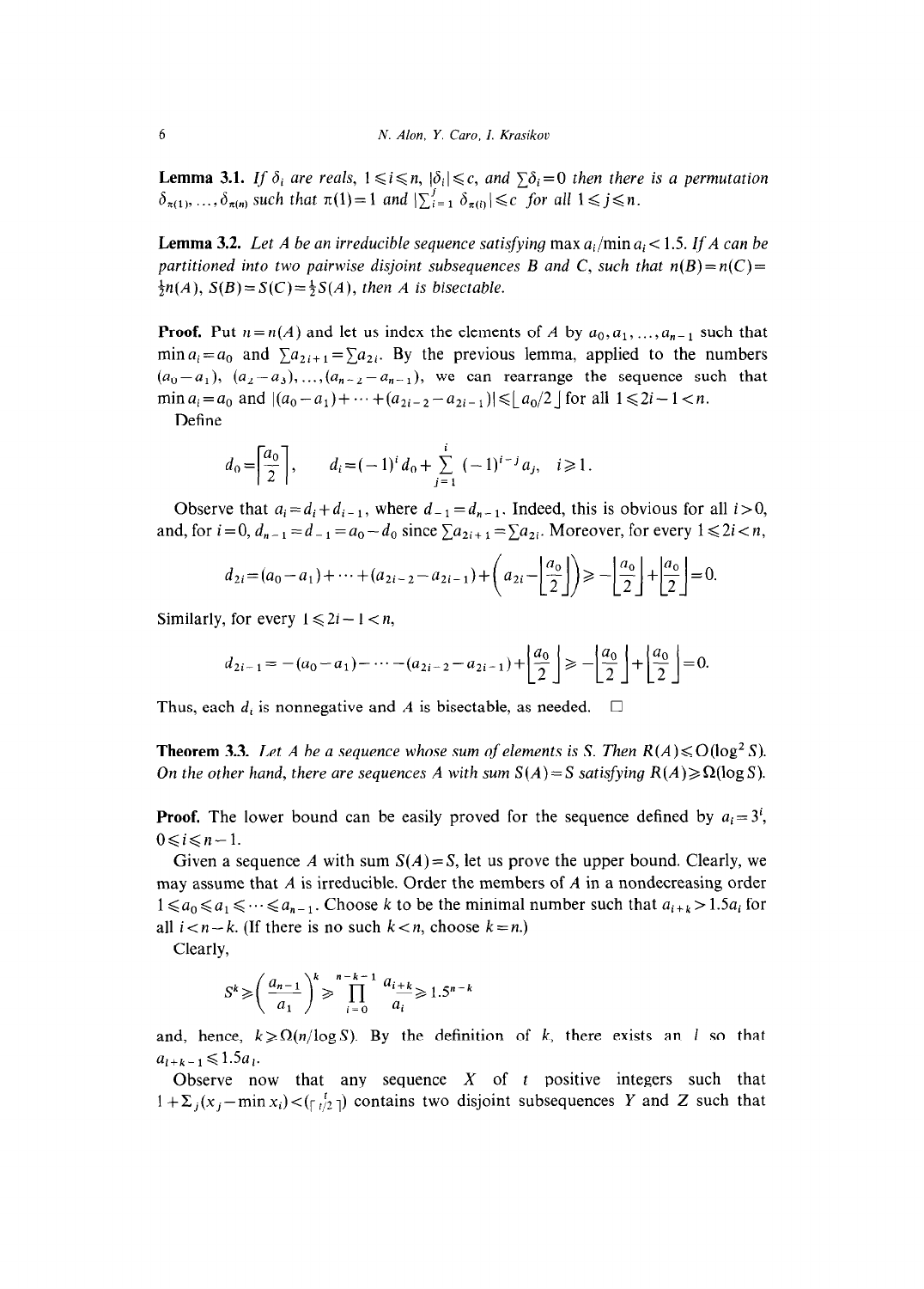**Lemma 3.1.** *If $\delta_i$ are reals, $1 \leqslant i \leqslant n$, $|\delta_i| \leqslant c$, and $\sum \delta_i = 0$ then there is a permutation $\delta_{\pi(1)}, \ldots, \delta_{\pi(n)}$ such that $\pi(1) = 1$ and $|\sum_{i=1}^{j} \delta_{\pi(i)}| \leqslant c$ for all $1 \leqslant j \leqslant n$.*

**Lemma 3.2.** *Let $A$ be an irreducible sequence satisfying $\max a_i / \min a_i < 1.5$. If $A$ can be partitioned into two pairwise disjoint subsequences $B$ and $C$, such that $n(B) = n(C) = \frac{1}{2} n(A)$, $S(B) = S(C) = \frac{1}{2} S(A)$, then $A$ is bisectable.*

**Proof.** Put $n = n(A)$ and let us index the elements of $A$ by $a_0, a_1, \ldots, a_{n-1}$ such that $\min a_i = a_0$ and $\sum a_{2i+1} = \sum a_{2i}$. By the previous lemma, applied to the numbers $(a_0 - a_1), (a_2 - a_3), \ldots, (a_{n-2} - a_{n-1})$, we can rearrange the sequence such that $\min a_i = a_0$ and $|(a_0 - a_1) + \cdots + (a_{2i-2} - a_{2i-1})| \leqslant \lfloor a_0/2 \rfloor$ for all $1 \leqslant 2i - 1 < n$.

Define

$$d_0 = \left\lceil \frac{a_0}{2} \right\rceil, \qquad d_i = (-1)^i d_0 + \sum_{j=1}^{i} (-1)^{i-j} a_j, \quad i \geqslant 1.$$

Observe that $a_i = d_i + d_{i-1}$, where $d_{-1} = d_{n-1}$. Indeed, this is obvious for all $i > 0$, and, for $i = 0$, $d_{n-1} = d_{-1} = a_0 - d_0$ since $\sum a_{2i+1} = \sum a_{2i}$. Moreover, for every $1 \leqslant 2i < n$,

$$d_{2i} = (a_0 - a_1) + \cdots + (a_{2i-2} - a_{2i-1}) + \left( a_{2i} - \left\lfloor \frac{a_0}{2} \right\rfloor \right) \geqslant -\left\lfloor \frac{a_0}{2} \right\rfloor + \left\lfloor \frac{a_0}{2} \right\rfloor = 0.$$

Similarly, for every $1 \leqslant 2i - 1 < n$,

$$d_{2i-1} = -(a_0 - a_1) - \cdots - (a_{2i-2} - a_{2i-1}) + \left\lfloor \frac{a_0}{2} \right\rfloor \geqslant -\left\lfloor \frac{a_0}{2} \right\rfloor + \left\lfloor \frac{a_0}{2} \right\rfloor = 0.$$

Thus, each $d_i$ is nonnegative and $A$ is bisectable, as needed. $\square$

**Theorem 3.3.** *Let $A$ be a sequence whose sum of elements is $S$. Then $R(A) \leqslant O(\log^2 S)$. On the other hand, there are sequences $A$ with sum $S(A) = S$ satisfying $R(A) \geqslant \Omega(\log S)$.*

**Proof.** The lower bound can be easily proved for the sequence defined by $a_i = 3^i$, $0 \leqslant i \leqslant n-1$.

Given a sequence $A$ with sum $S(A) = S$, let us prove the upper bound. Clearly, we may assume that $A$ is irreducible. Order the members of $A$ in a nondecreasing order $1 \leqslant a_0 \leqslant a_1 \leqslant \cdots \leqslant a_{n-1}$. Choose $k$ to be the minimal number such that $a_{i+k} > 1.5 a_i$ for all $i < n - k$. (If there is no such $k < n$, choose $k = n$.)

Clearly,

$$S^k \geqslant \left( \frac{a_{n-1}}{a_1} \right)^k \geqslant \prod_{i=0}^{n-k-1} \frac{a_{i+k}}{a_i} \geqslant 1.5^{n-k}$$

and, hence, $k \geqslant \Omega(n / \log S)$. By the definition of $k$, there exists an $l$ so that $a_{l+k-1} \leqslant 1.5 a_l$.

Observe now that any sequence $X$ of $t$ positive integers such that $1 + \sum_j (x_j - \min x_i) < \binom{t}{\lceil t/2 \rceil}$ contains two disjoint subsequences $Y$ and $Z$ such that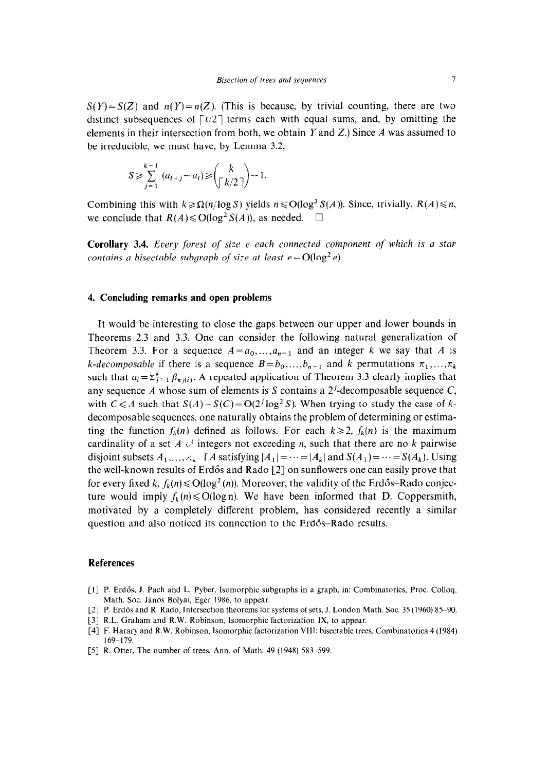$S(Y)=S(Z)$ and $n(Y)=n(Z)$. (This is because, by trivial counting, there are two distinct subsequences of $\lceil t/2 \rceil$ terms each with equal sums, and, by omitting the elements in their intersection from both, we obtain $Y$ and $Z$.) Since $A$ was assumed to be irreducible, we must have, by Lemma 3.2,

$$S \geqslant \sum_{j=1}^{k-1} (a_{l+j}-a_l) \geqslant \binom{k}{\lceil k/2 \rceil} - 1.$$

Combining this with $k \geqslant \Omega(n/\log S)$ yields $n \leqslant O(\log^2 S(A))$. Since, trivially, $R(A) \leqslant n$, we conclude that $R(A) \leqslant O(\log^2 S(A))$, as needed. $\square$

**Corollary 3.4.** *Every forest of size $e$ each connected component of which is a star contains a bisectable subgraph of size at least $e - O(\log^2 e)$.*

## 4. Concluding remarks and open problems

It would be interesting to close the gaps between our upper and lower bounds in Theorems 2.3 and 3.3. One can consider the following natural generalization of Theorem 3.3. For a sequence $A = a_0, \ldots, a_{n-1}$ and an integer $k$ we say that $A$ is *$k$-decomposable* if there is a sequence $B = b_0, \ldots, b_{n-1}$ and $k$ permutations $\pi_1, \ldots, \pi_k$ such that $a_i = \sum_{j=1}^{k} \beta_{\pi_j(i)}$. A repeated application of Theorem 3.3 clearly implies that any sequence $A$ whose sum of elements is $S$ contains a $2^j$-decomposable sequence $C$, with $C \leqslant A$ such that $S(A) - S(C) = O(2^j \log^2 S)$. When trying to study the case of $k$-decomposable sequences, one naturally obtains the problem of determining or estimating the function $f_k(n)$ defined as follows. For each $k \geqslant 2$, $f_k(n)$ is the maximum cardinality of a set $A$ of integers not exceeding $n$, such that there are no $k$ pairwise disjoint subsets $A_1, \ldots, A_k$ of $A$ satisfying $|A_1| = \cdots = |A_k|$ and $S(A_1) = \cdots = S(A_k)$. Using the well-known results of Erdős and Rado [2] on sunflowers one can easily prove that for every fixed $k$, $f_k(n) \leqslant O(\log^2(n))$. Moreover, the validity of the Erdős–Rado conjecture would imply $f_k(n) \leqslant O(\log n)$. We have been informed that D. Coppersmith, motivated by a completely different problem, has considered recently a similar question and also noticed its connection to the Erdős–Rado results.

## References

[1] P. Erdős, J. Pach and L. Pyber, Isomorphic subgraphs in a graph, in: Combinatorics, Proc. Colloq. Math. Soc. János Bolyai, Eger 1986, to appear.

[2] P. Erdős and R. Rado, Intersection theorems for systems of sets, J. London Math. Soc. 35 (1960) 85–90.

[3] R.L. Graham and R.W. Robinson, Isomorphic factorization IX, to appear.

[4] F. Harary and R.W. Robinson, Isomorphic factorization VIII: bisectable trees, Combinatorica 4 (1984) 169–179.

[5] R. Otter, The number of trees, Ann. of Math. 49 (1948) 583–599.